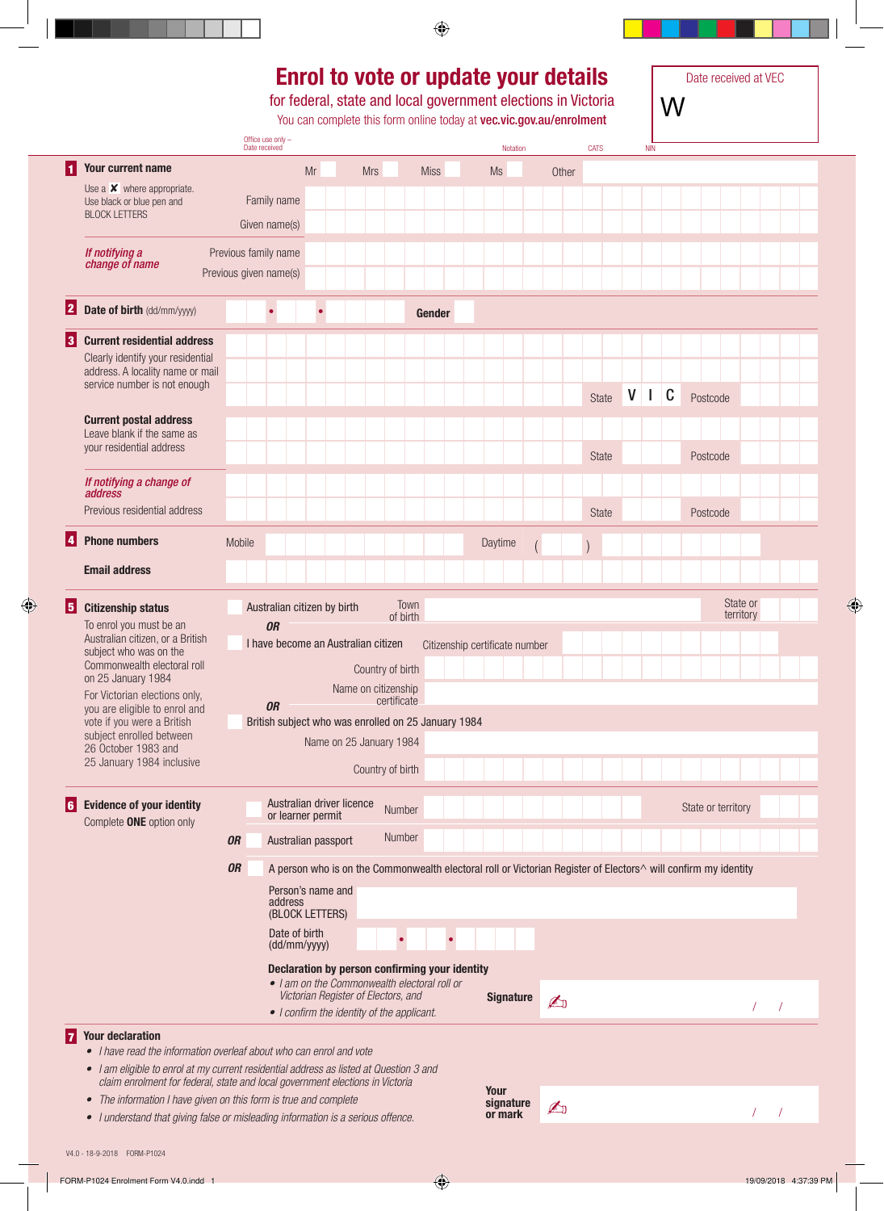# Enrol to vote or update your details

**for federal, state and local government elections in Victoria**

You can complete this form online today at **vec.vic.gov.au/enrolment**

Date received at VEC

W

Office use only – Date received | Notation | CATS | NIN

## 1 Your current name

Use a ✘ where appropriate.
Use black or blue pen and BLOCK LETTERS

Mr ☐ Mrs ☐ Miss ☐ Ms ☐ Other

Family name

Given name(s)

*If notifying a change of name*

Previous family name

Previous given name(s)

## 2 Date of birth (dd/mm/yyyy)

• •

**Gender**

## 3 Current residential address

Clearly identify your residential address. A locality name or mail service number is not enough

State V I C Postcode

**Current postal address**

Leave blank if the same as your residential address

State Postcode

*If notifying a change of address*

Previous residential address

State Postcode

## 4 Phone numbers

Mobile

Daytime ( )

**Email address**

## 5 Citizenship status

To enrol you must be an Australian citizen, or a British subject who was on the Commonwealth electoral roll on 25 January 1984

For Victorian elections only, you are eligible to enrol and vote if you were a British subject enrolled between 26 October 1983 and 25 January 1984 inclusive

☐ Australian citizen by birth — Town of birth — State or territory

***OR***

☐ I have become an Australian citizen — Citizenship certificate number

Country of birth

Name on citizenship certificate

***OR***

☐ British subject who was enrolled on 25 January 1984

Name on 25 January 1984

Country of birth

## 6 Evidence of your identity

Complete **ONE** option only

☐ Australian driver licence or learner permit — Number — State or territory

***OR*** ☐ Australian passport — Number

***OR*** ☐ A person who is on the Commonwealth electoral roll or Victorian Register of Electors^ will confirm my identity

Person's name and address (BLOCK LETTERS)

Date of birth (dd/mm/yyyy) • •

**Declaration by person confirming your identity**

- *I am on the Commonwealth electoral roll or Victorian Register of Electors, and*
- *I confirm the identity of the applicant.*

**Signature** ✍ / /

## 7 Your declaration

- *I have read the information overleaf about who can enrol and vote*
- *I am eligible to enrol at my current residential address as listed at Question 3 and claim enrolment for federal, state and local government elections in Victoria*
- *The information I have given on this form is true and complete*
- *I understand that giving false or misleading information is a serious offence.*

**Your signature or mark** ✍ / /

V4.0 - 18-9-2018 FORM-P1024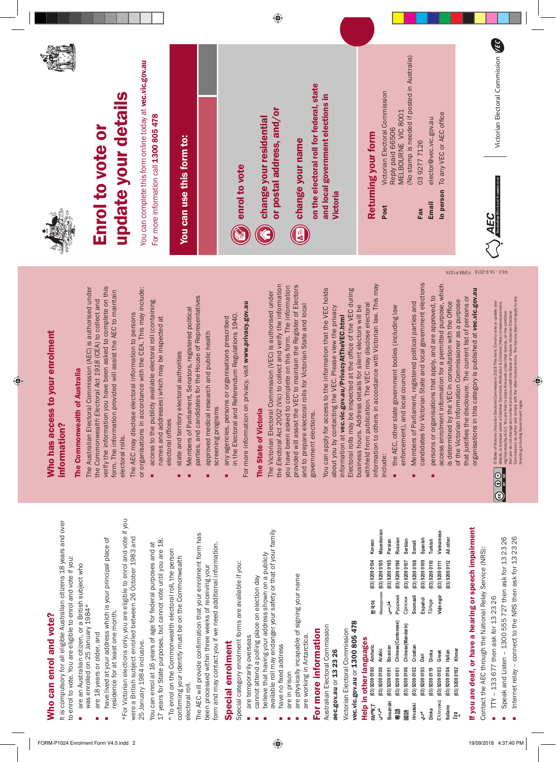## Who can enrol and vote?

It is compulsory for all eligible Australian citizens 18 years and over to enrol to vote. You are eligible to enrol and vote if you:

- are an Australian citizen, or a British subject who was enrolled on 25 January 1984*
- are 18 years or older, and
- have lived at your address which is your principal place of residence for at least one month.

*For Victorian elections only, you are eligible to enrol and vote if you were a British subject enrolled between 26 October 1983 and 25 January 1984 inclusive.

You can enrol at 16 years of age for federal purposes and at 17 years for State purposes, but cannot vote until you are 18.

^ To enrol on the Commonwealth electoral roll, the person confirming your identity must be on the Commonwealth electoral roll.

The AEC will provide confirmation that your enrolment form has been processed within three weeks of receiving your form and may contact you if we need additional information.

## Special enrolment

Special category enrolment forms are available if you:

- are temporarily overseas
- cannot attend a polling place on election day
- believe that having your address shown on a publicly available roll may endanger your safety or that of your family
- have no fixed address
- are in prison
- are physically incapable of signing your name
- are working in Antarctica.

## For more information

Australian Electoral Commission
**aec.gov.au** or **13 23 26**

Victorian Electoral Commission
**vec.vic.gov.au** or **1300 805 478**

## Help in other languages

| | | | | | |
|---|---|---|---|---|---|
| አማርኛ | (03) 9209 0190 Amharic | 한국어 | (03) 9209 0194 Korean |
| عربي | (03) 9209 0100 Arabic | Македонски | (03) 9209 0105 Macedonian |
| Bosanski | (03) 9209 0191 Bosnian | فارسی | (03) 9209 0195 Persian |
| 粵語 | (03) 9209 0101 Chinese(Cantonese) | Русский | (03) 9209 0196 Russian |
| 國語 | (03) 9209 0106 Chinese(Mandarin) | Српски | (03) 9209 0107 Serbian |
| Hrvatski | (03) 9209 0102 Croatian | Soomaali | (03) 9209 0108 Somali |
| دری | (03) 9209 0193 Dari | Español | (03) 9209 0109 Spanish |
| Dinka | (03) 9209 0119 Dinka | Türkçe | (03) 9209 0110 Turkish |
| Ελληνικά | (03) 9209 0103 Greek | Việt-ngữ | (03) 9209 0111 Vietnamese |
| Italiano | (03) 9209 0104 Italian | | (03) 9209 0112 All other |
| ខ្មែរ | (03) 9209 0192 Khmer | | |

## If you are deaf, or have a hearing or speech impairment

Contact the AEC through the National Relay Service (NRS):

- TTY – 133 677 then ask for 13 23 26
- Speak and Listen – 1300 555 727 then ask for 13 23 26
- Internet relay – connect to the NRS then ask for 13 23 26

## Who has access to your enrolment information?

### The Commonwealth of Australia

The Australian Electoral Commission (AEC) is authorised under the *Commonwealth Electoral Act 1918* (CEA) to collect and verify the information you have been asked to complete on this form. The information provided will assist the AEC to maintain electoral rolls.

The AEC may disclose electoral information to persons or organisations in accordance with the CEA. This may include:

- access to the publicly available electoral roll (containing names and addresses) which may be inspected at electoral offices
- state and territory electoral authorities
- Members of Parliament, Senators, registered political parties, and candidates for the House of Representatives
- approved medical research and public health screening programs
- any agencies, persons or organisations prescribed in the Electoral and Referendum Regulations 1940.

For more information on privacy, visit **www.privacy.gov.au**

### The State of Victoria

The Victorian Electoral Commission (VEC) is authorised under the *Electoral Act 2002* (Vic) to collect and verify the information you have been asked to complete on this form. The information provided will assist the VEC to maintain the Register of Electors and to prepare electoral rolls for Victorian State and local government elections.

You can apply for access to the information that the VEC holds about you by contacting the VEC. Please view the privacy information at **vec.vic.gov.au/PrivacyAtTheVEC.html**

Electoral rolls may be inspected at the office of the VEC during business hours. Address details for silent electors will be withheld from publication. The VEC may disclose electoral information to others in accordance with Victorian law. This may include:

- the AEC, other state government bodies (including law enforcement), and local councils
- Members of Parliament, registered political parties and candidates for Victorian State and local government elections
- persons or organisations that apply, and are approved, to access enrolment information for a permitted purpose, which is determined by the VEC in consultation with the Office of the Victorian Information Commissioner as a purpose that justifies the disclosure. The current list of persons or organisations in this category is published at **vec.vic.gov.au**

© State of Victoria (Victorian Electoral Commission) 2018 This form, Enrol to vote or update your details, is licensed under a Creative Commons Attribution 4.0 licence (http://creativecommons.org/licenses/by/4.0/). You are free to share this work under that licence, on the condition that you do not change any content and you credit the State of Victoria (Victorian Electoral Commission) as author and comply with the other licence terms. The licence does not apply to any branding, including Government logos.

V4.0 - 18-9-2018 FORM-P1024

# Enrol to vote or update your details

You can complete this form online today at **vec.vic.gov.au**
For more information call **1300 805 478**

## You can use this form to:

- **enrol to vote**
- **change your residential or postal address, and/or**
- **change your name**

**on the electoral roll for federal, state and local government elections in Victoria**

## Returning your form

**Post** Victorian Electoral Commission
Reply paid 66506
MELBOURNE VIC 8001
(No stamp is needed if posted in Australia)

**Fax** 03 9277 7126

**Email** elector@vec.vic.gov.au

**In person** To any VEC or AEC office

AEC Australian Electoral Commission

Victorian Electoral Commission VEC